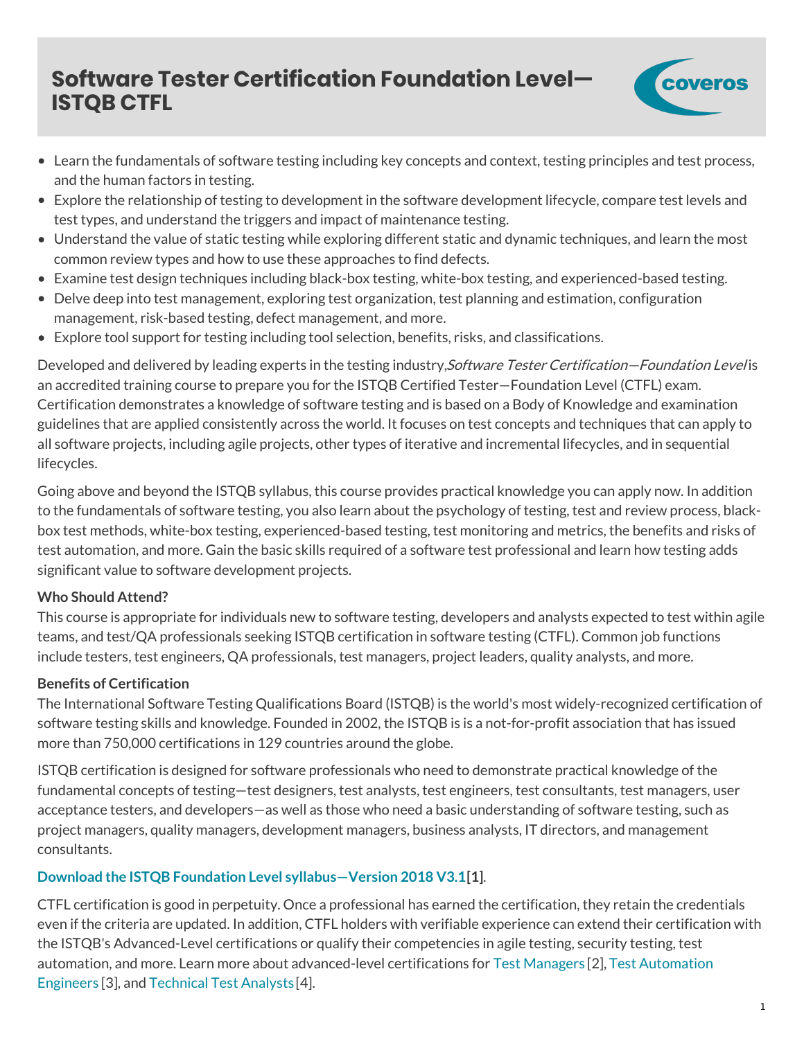# Software Tester Certification Foundation Level—ISTQB CTFL

- Learn the fundamentals of software testing including key concepts and context, testing principles and test process, and the human factors in testing.
- Explore the relationship of testing to development in the software development lifecycle, compare test levels and test types, and understand the triggers and impact of maintenance testing.
- Understand the value of static testing while exploring different static and dynamic techniques, and learn the most common review types and how to use these approaches to find defects.
- Examine test design techniques including black-box testing, white-box testing, and experienced-based testing.
- Delve deep into test management, exploring test organization, test planning and estimation, configuration management, risk-based testing, defect management, and more.
- Explore tool support for testing including tool selection, benefits, risks, and classifications.

Developed and delivered by leading experts in the testing industry, *Software Tester Certification—Foundation Level* is an accredited training course to prepare you for the ISTQB Certified Tester—Foundation Level (CTFL) exam. Certification demonstrates a knowledge of software testing and is based on a Body of Knowledge and examination guidelines that are applied consistently across the world. It focuses on test concepts and techniques that can apply to all software projects, including agile projects, other types of iterative and incremental lifecycles, and in sequential lifecycles.

Going above and beyond the ISTQB syllabus, this course provides practical knowledge you can apply now. In addition to the fundamentals of software testing, you also learn about the psychology of testing, test and review process, black-box test methods, white-box testing, experienced-based testing, test monitoring and metrics, the benefits and risks of test automation, and more. Gain the basic skills required of a software test professional and learn how testing adds significant value to software development projects.

**Who Should Attend?**

This course is appropriate for individuals new to software testing, developers and analysts expected to test within agile teams, and test/QA professionals seeking ISTQB certification in software testing (CTFL). Common job functions include testers, test engineers, QA professionals, test managers, project leaders, quality analysts, and more.

**Benefits of Certification**

The International Software Testing Qualifications Board (ISTQB) is the world's most widely-recognized certification of software testing skills and knowledge. Founded in 2002, the ISTQB is is a not-for-profit association that has issued more than 750,000 certifications in 129 countries around the globe.

ISTQB certification is designed for software professionals who need to demonstrate practical knowledge of the fundamental concepts of testing—test designers, test analysts, test engineers, test consultants, test managers, user acceptance testers, and developers—as well as those who need a basic understanding of software testing, such as project managers, quality managers, development managers, business analysts, IT directors, and management consultants.

**Download the ISTQB Foundation Level syllabus—Version 2018 V3.1**[1].

CTFL certification is good in perpetuity. Once a professional has earned the certification, they retain the credentials even if the criteria are updated. In addition, CTFL holders with verifiable experience can extend their certification with the ISTQB's Advanced-Level certifications or qualify their competencies in agile testing, security testing, test automation, and more. Learn more about advanced-level certifications for Test Managers[2], Test Automation Engineers[3], and Technical Test Analysts[4].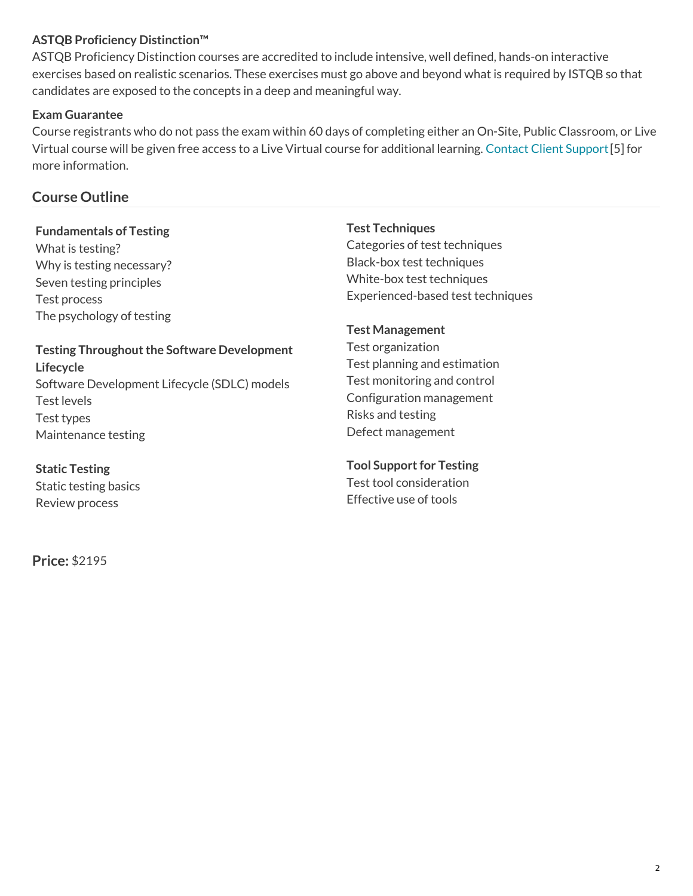**ASTQB Proficiency Distinction™**

ASTQB Proficiency Distinction courses are accredited to include intensive, well defined, hands-on interactive exercises based on realistic scenarios. These exercises must go above and beyond what is required by ISTQB so that candidates are exposed to the concepts in a deep and meaningful way.

**Exam Guarantee**

Course registrants who do not pass the exam within 60 days of completing either an On-Site, Public Classroom, or Live Virtual course will be given free access to a Live Virtual course for additional learning. Contact Client Support[5] for more information.

## Course Outline

**Fundamentals of Testing**

What is testing?
Why is testing necessary?
Seven testing principles
Test process
The psychology of testing

**Testing Throughout the Software Development Lifecycle**

Software Development Lifecycle (SDLC) models
Test levels
Test types
Maintenance testing

**Static Testing**

Static testing basics
Review process

**Test Techniques**

Categories of test techniques
Black-box test techniques
White-box test techniques
Experienced-based test techniques

**Test Management**

Test organization
Test planning and estimation
Test monitoring and control
Configuration management
Risks and testing
Defect management

**Tool Support for Testing**

Test tool consideration
Effective use of tools

**Price:** $2195